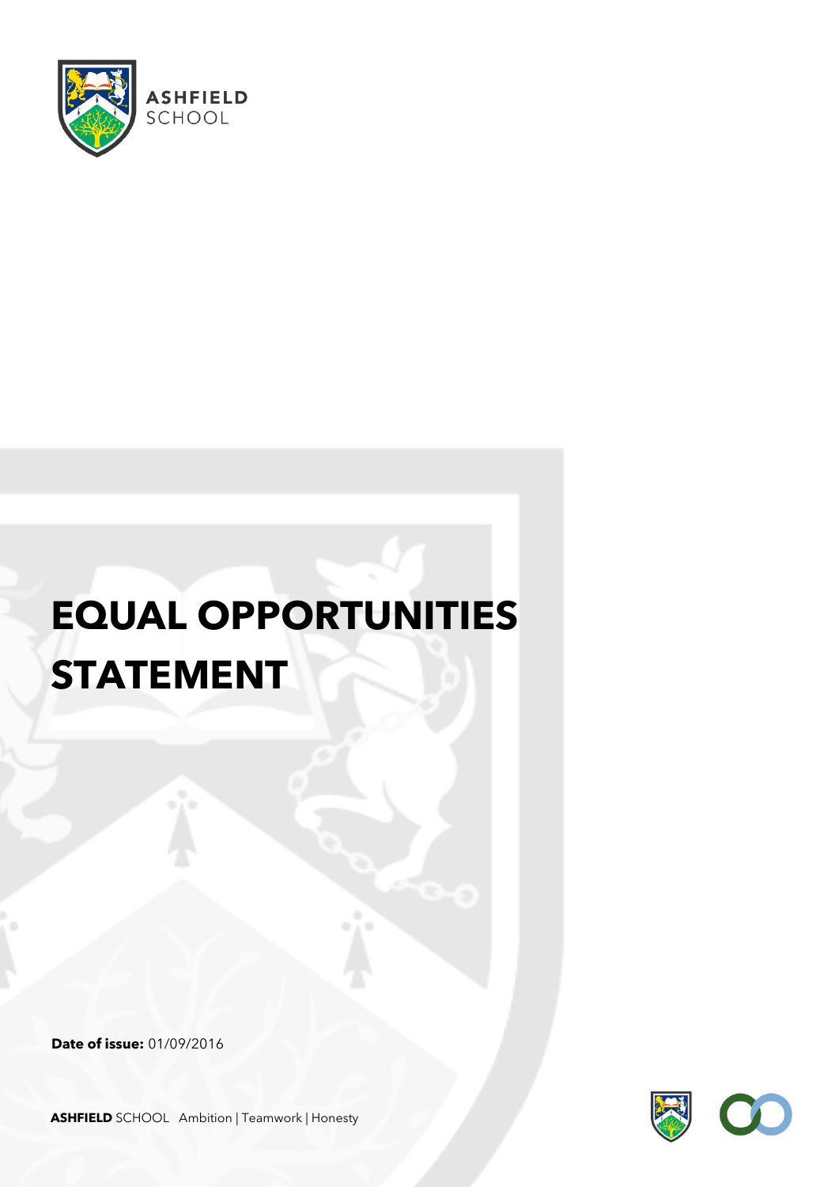# EQUAL OPPORTUNITIES STATEMENT

**Date of issue:** 01/09/2016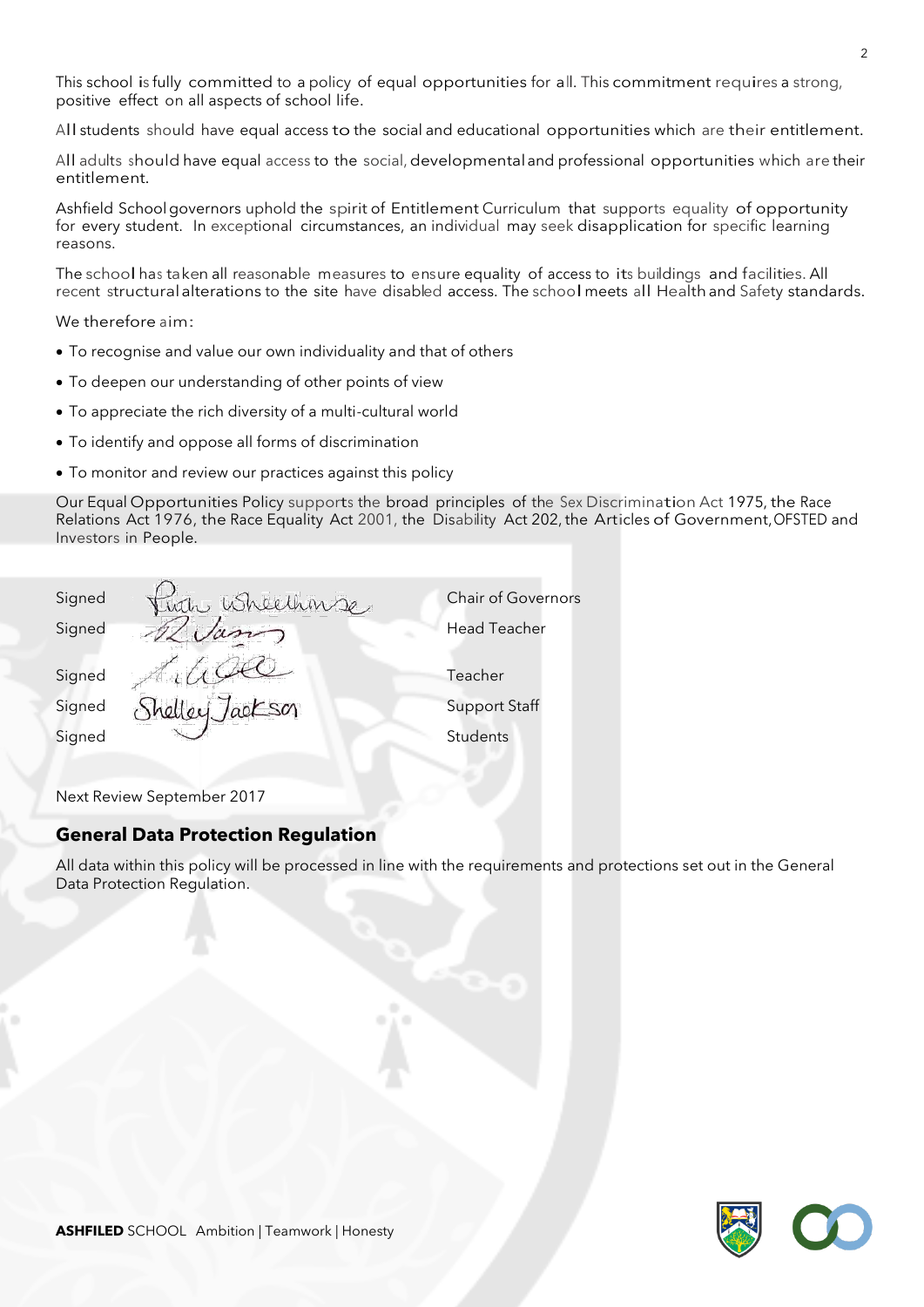This school is fully committed to a policy of equal opportunities for all. This commitment requires a strong, positive effect on all aspects of school life.

All students should have equal access to the social and educational opportunities which are their entitlement.

All adults should have equal access to the social, developmental and professional opportunities which are their entitlement.

Ashfield School governors uphold the spirit of Entitlement Curriculum that supports equality of opportunity for every student. In exceptional circumstances, an individual may seek disapplication for specific learning reasons.

The school has taken all reasonable measures to ensure equality of access to its buildings and facilities. All recent structural alterations to the site have disabled access. The school meets all Health and Safety standards.

We therefore aim:

- To recognise and value our own individuality and that of others
- To deepen our understanding of other points of view
- To appreciate the rich diversity of a multi-cultural world
- To identify and oppose all forms of discrimination
- To monitor and review our practices against this policy

Our Equal Opportunities Policy supports the broad principles of the Sex Discrimination Act 1975, the Race Relations Act 1976, the Race Equality Act 2001, the Disability Act 202, the Articles of Government, OFSTED and Investors in People.

| | | |
|---|---|---|
| Signed | Ruth Wheelhouse | Chair of Governors |
| Signed | R James | Head Teacher |
| Signed | | Teacher |
| Signed | Shelley Jackson | Support Staff |
| Signed | | Students |

Next Review September 2017

## General Data Protection Regulation

All data within this policy will be processed in line with the requirements and protections set out in the General Data Protection Regulation.

**ASHFILED** SCHOOL Ambition | Teamwork | Honesty